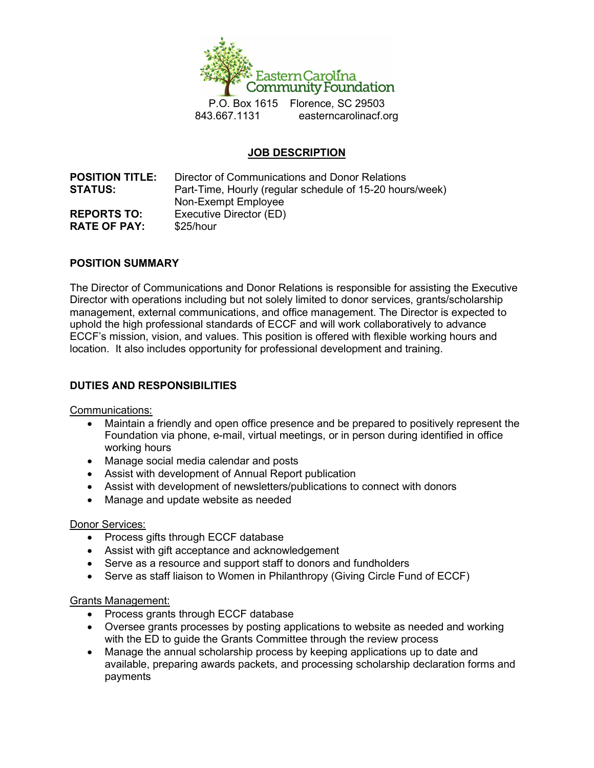Eastern Carolina Community Foundation

P.O. Box 1615    Florence, SC 29503
843.667.1131    easterncarolinacf.org

# JOB DESCRIPTION

**POSITION TITLE:** Director of Communications and Donor Relations
**STATUS:** Part-Time, Hourly (regular schedule of 15-20 hours/week)
Non-Exempt Employee
**REPORTS TO:** Executive Director (ED)
**RATE OF PAY:** $25/hour

## POSITION SUMMARY

The Director of Communications and Donor Relations is responsible for assisting the Executive Director with operations including but not solely limited to donor services, grants/scholarship management, external communications, and office management. The Director is expected to uphold the high professional standards of ECCF and will work collaboratively to advance ECCF's mission, vision, and values. This position is offered with flexible working hours and location. It also includes opportunity for professional development and training.

## DUTIES AND RESPONSIBILITIES

Communications:

- Maintain a friendly and open office presence and be prepared to positively represent the Foundation via phone, e-mail, virtual meetings, or in person during identified in office working hours
- Manage social media calendar and posts
- Assist with development of Annual Report publication
- Assist with development of newsletters/publications to connect with donors
- Manage and update website as needed

Donor Services:

- Process gifts through ECCF database
- Assist with gift acceptance and acknowledgement
- Serve as a resource and support staff to donors and fundholders
- Serve as staff liaison to Women in Philanthropy (Giving Circle Fund of ECCF)

Grants Management:

- Process grants through ECCF database
- Oversee grants processes by posting applications to website as needed and working with the ED to guide the Grants Committee through the review process
- Manage the annual scholarship process by keeping applications up to date and available, preparing awards packets, and processing scholarship declaration forms and payments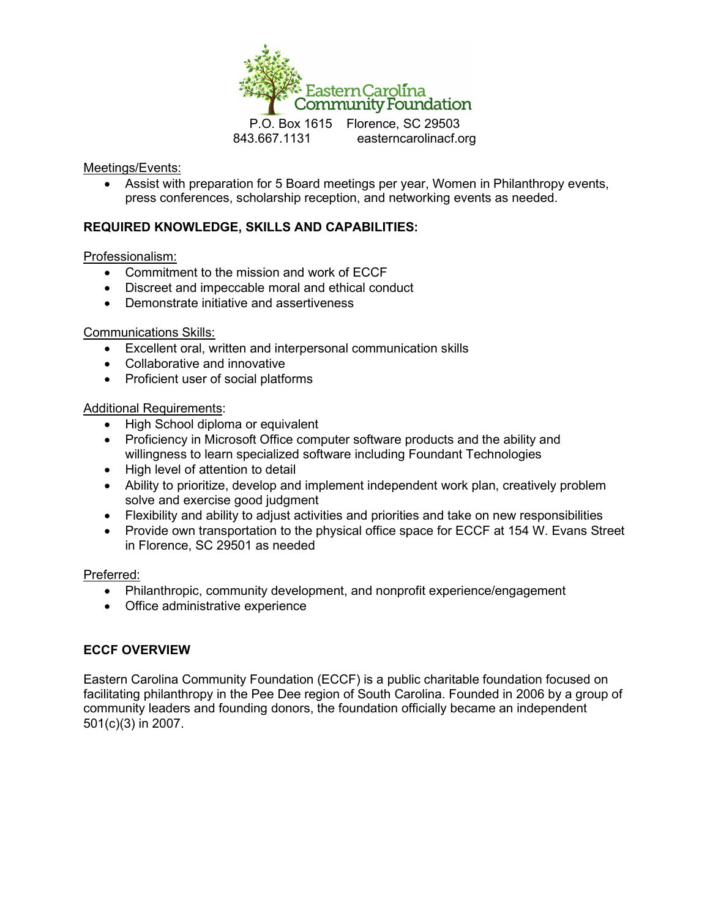Eastern Carolina Community Foundation

P.O. Box 1615 Florence, SC 29503
843.667.1131 easterncarolinacf.org

Meetings/Events:

- Assist with preparation for 5 Board meetings per year, Women in Philanthropy events, press conferences, scholarship reception, and networking events as needed.

**REQUIRED KNOWLEDGE, SKILLS AND CAPABILITIES:**

Professionalism:

- Commitment to the mission and work of ECCF
- Discreet and impeccable moral and ethical conduct
- Demonstrate initiative and assertiveness

Communications Skills:

- Excellent oral, written and interpersonal communication skills
- Collaborative and innovative
- Proficient user of social platforms

Additional Requirements:

- High School diploma or equivalent
- Proficiency in Microsoft Office computer software products and the ability and willingness to learn specialized software including Foundant Technologies
- High level of attention to detail
- Ability to prioritize, develop and implement independent work plan, creatively problem solve and exercise good judgment
- Flexibility and ability to adjust activities and priorities and take on new responsibilities
- Provide own transportation to the physical office space for ECCF at 154 W. Evans Street in Florence, SC 29501 as needed

Preferred:

- Philanthropic, community development, and nonprofit experience/engagement
- Office administrative experience

**ECCF OVERVIEW**

Eastern Carolina Community Foundation (ECCF) is a public charitable foundation focused on facilitating philanthropy in the Pee Dee region of South Carolina. Founded in 2006 by a group of community leaders and founding donors, the foundation officially became an independent 501(c)(3) in 2007.